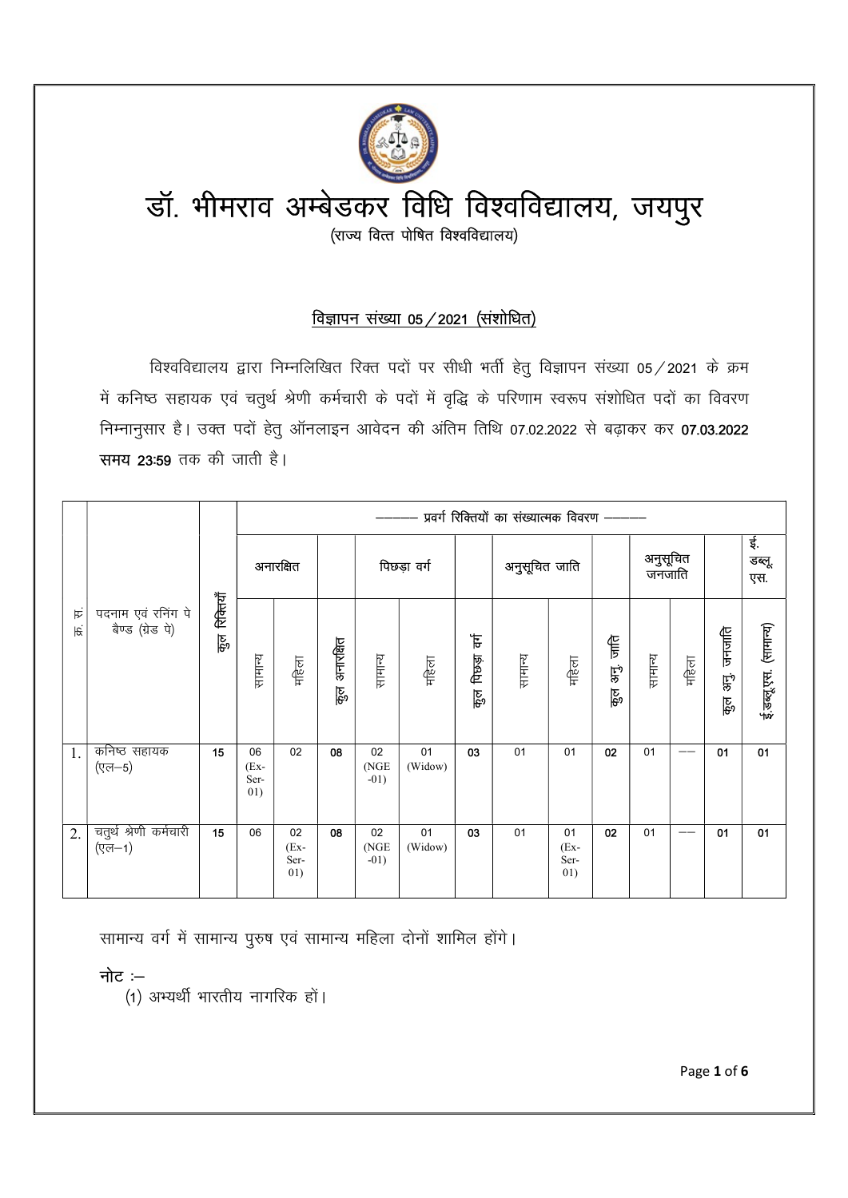# डॉ. भीमराव अम्बेडकर विधि विश्वविद्यालय, जयपुर

(राज्य वित्त पोषित विश्वविद्यालय)

## विज्ञापन संख्या 05/2021 (संशोधित)

विश्वविद्यालय द्वारा निम्नलिखित रिक्त पदों पर सीधी भर्ती हेतु विज्ञापन संख्या 05/2021 के क्रम में कनिष्ठ सहायक एवं चतुर्थ श्रेणी कर्मचारी के पदों में वृद्धि के परिणाम स्वरूप संशोधित पदों का विवरण निम्नानुसार है। उक्त पदों हेतु ऑनलाइन आवेदन की अंतिम तिथि 07.02.2022 से बढ़ाकर कर **07.03.2022 समय 23:59** तक की जाती है।

| क्र. सं. | पदनाम एवं रनिंग पे बैण्ड (ग्रेड पे) | कुल रिक्तियाँ | ——— प्रवर्ग रिक्तियों का संख्यात्मक विवरण ——— | | | | | | | | | | | | |
|---|---|---|---|---|---|---|---|---|---|---|---|---|---|---|---|
| | | | अनारक्षित | | | पिछड़ा वर्ग | | | अनुसूचित जाति | | | अनुसूचित जनजाति | | | ई. डब्लू. एस. |
| | | | सामान्य | महिला | कुल अनारक्षित | सामान्य | महिला | कुल पिछड़ा वर्ग | सामान्य | महिला | कुल अनु. जाति | सामान्य | महिला | कुल अनु. जनजाति | ई.डब्लू.एस. (सामान्य) |
| 1. | कनिष्ठ सहायक (एल–5) | 15 | 06 (Ex-Ser-01) | 02 | 08 | 02 (NGE-01) | 01 (Widow) | 03 | 01 | 01 | 02 | 01 | —— | 01 | 01 |
| 2. | चतुर्थ श्रेणी कर्मचारी (एल–1) | 15 | 06 | 02 (Ex-Ser-01) | 08 | 02 (NGE-01) | 01 (Widow) | 03 | 01 | 01 (Ex-Ser-01) | 02 | 01 | —— | 01 | 01 |

सामान्य वर्ग में सामान्य पुरुष एवं सामान्य महिला दोनों शामिल होंगे।

**नोट :–**

(1) अभ्यर्थी भारतीय नागरिक हों।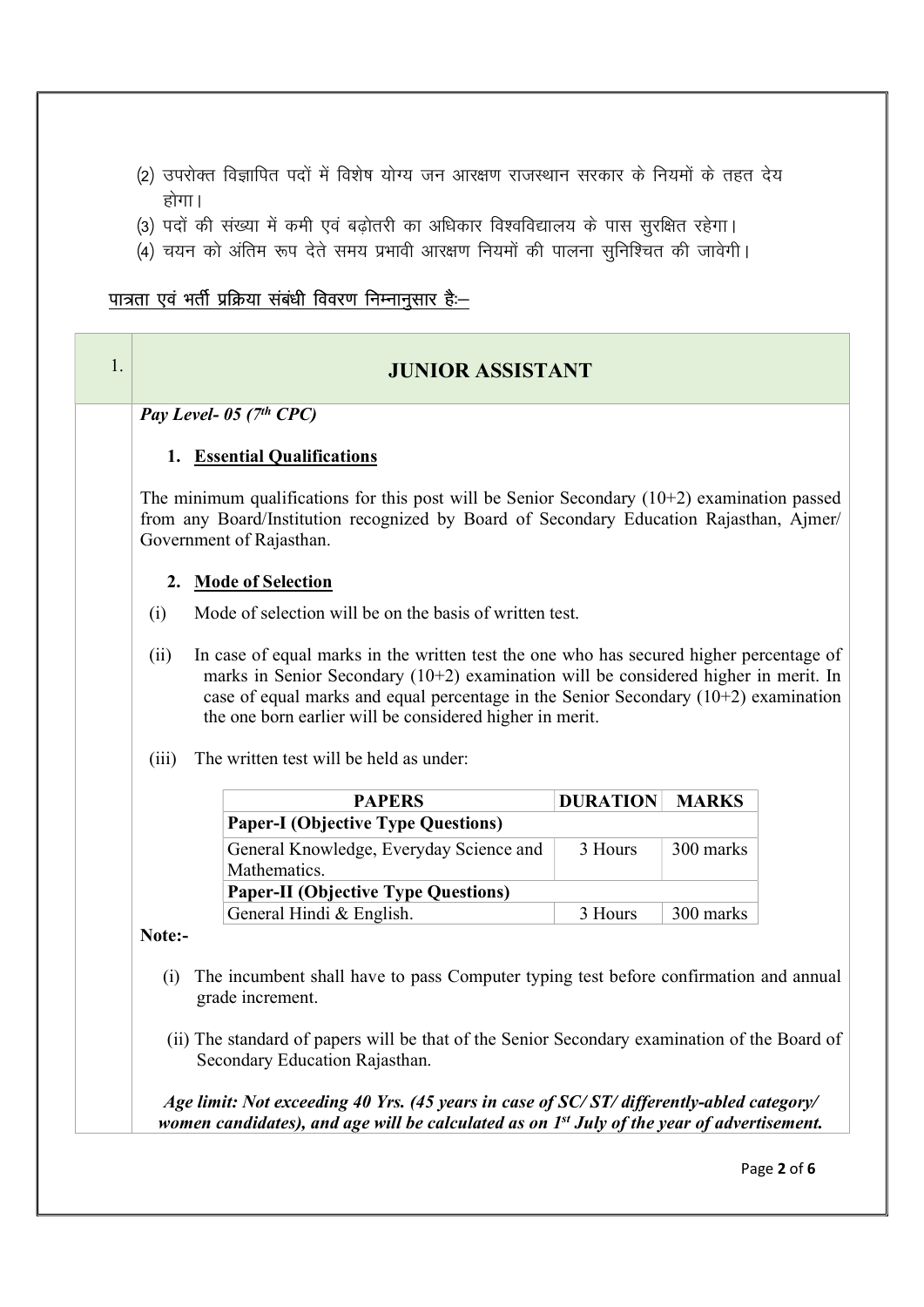(2) उपरोक्त विज्ञापित पदों में विशेष योग्य जन आरक्षण राजस्थान सरकार के नियमों के तहत देय होगा।

(3) पदों की संख्या में कमी एवं बढ़ोतरी का अधिकार विश्वविद्यालय के पास सुरक्षित रहेगा।

(4) चयन को अंतिम रूप देते समय प्रभावी आरक्षण नियमों की पालना सुनिश्चित की जावेगी।

<u>पात्रता एवं भर्ती प्रक्रिया संबंधी विवरण निम्नानुसार हैः–</u>

## 1. JUNIOR ASSISTANT

***Pay Level- 05 (7th CPC)***

**1. Essential Qualifications**

The minimum qualifications for this post will be Senior Secondary (10+2) examination passed from any Board/Institution recognized by Board of Secondary Education Rajasthan, Ajmer/ Government of Rajasthan.

**2. Mode of Selection**

(i) Mode of selection will be on the basis of written test.

(ii) In case of equal marks in the written test the one who has secured higher percentage of marks in Senior Secondary (10+2) examination will be considered higher in merit. In case of equal marks and equal percentage in the Senior Secondary (10+2) examination the one born earlier will be considered higher in merit.

(iii) The written test will be held as under:

| PAPERS | DURATION | MARKS |
|---|---|---|
| **Paper-I (Objective Type Questions)** | | |
| General Knowledge, Everyday Science and Mathematics. | 3 Hours | 300 marks |
| **Paper-II (Objective Type Questions)** | | |
| General Hindi & English. | 3 Hours | 300 marks |

**Note:-**

(i) The incumbent shall have to pass Computer typing test before confirmation and annual grade increment.

(ii) The standard of papers will be that of the Senior Secondary examination of the Board of Secondary Education Rajasthan.

***Age limit: Not exceeding 40 Yrs. (45 years in case of SC/ ST/ differently-abled category/ women candidates), and age will be calculated as on 1st July of the year of advertisement.***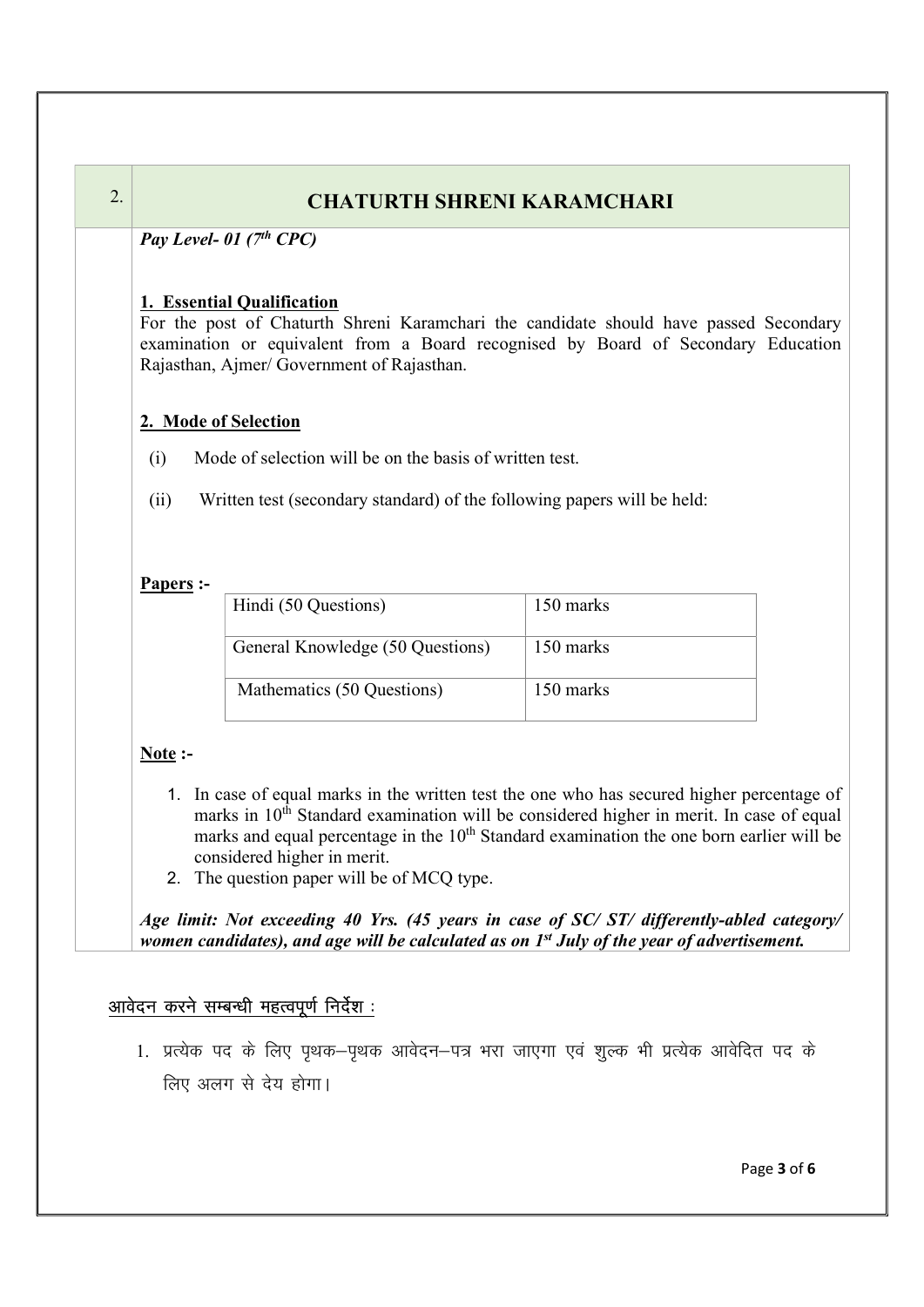## 2. CHATURTH SHRENI KARAMCHARI

***Pay Level- 01 (7th CPC)***

**1. Essential Qualification**

For the post of Chaturth Shreni Karamchari the candidate should have passed Secondary examination or equivalent from a Board recognised by Board of Secondary Education Rajasthan, Ajmer/ Government of Rajasthan.

**2. Mode of Selection**

(i) Mode of selection will be on the basis of written test.

(ii) Written test (secondary standard) of the following papers will be held:

**Papers :-**

| Paper | Marks |
|---|---|
| Hindi (50 Questions) | 150 marks |
| General Knowledge (50 Questions) | 150 marks |
| Mathematics (50 Questions) | 150 marks |

**Note :-**

1. In case of equal marks in the written test the one who has secured higher percentage of marks in 10th Standard examination will be considered higher in merit. In case of equal marks and equal percentage in the 10th Standard examination the one born earlier will be considered higher in merit.
2. The question paper will be of MCQ type.

***Age limit: Not exceeding 40 Yrs. (45 years in case of SC/ ST/ differently-abled category/ women candidates), and age will be calculated as on 1st July of the year of advertisement.***

**आवेदन करने सम्बन्धी महत्वपूर्ण निर्देश :**

1. प्रत्येक पद के लिए पृथक–पृथक आवेदन–पत्र भरा जाएगा एवं शुल्क भी प्रत्येक आवेदित पद के लिए अलग से देय होगा।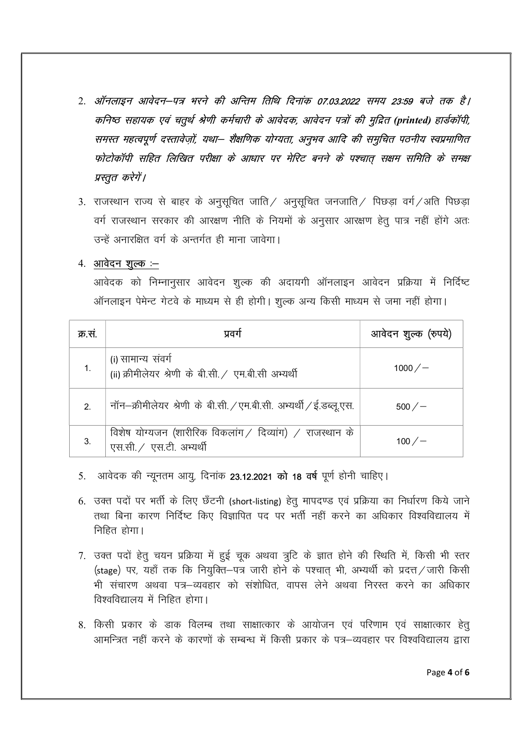2. *ऑनलाइन आवेदन–पत्र भरने की अन्तिम तिथि दिनांक 07.03.2022 समय 23:59 बजे तक है। कनिष्ठ सहायक एवं चतुर्थ श्रेणी कर्मचारी के आवेदक, आवेदन पत्रों की मुद्रित (printed) हार्डकॉपी, समस्त महत्वपूर्ण दस्तावेज़ों, यथा– शैक्षणिक योग्यता, अनुभव आदि की समुचित पठनीय स्वप्रमाणित फोटोकॉपी सहित लिखित परीक्षा के आधार पर मेरिट बनने के पश्चात् सक्षम समिति के समक्ष प्रस्तुत करेगें।*

3. राजस्थान राज्य से बाहर के अनुसूचित जाति / अनुसूचित जनजाति / पिछड़ा वर्ग / अति पिछड़ा वर्ग राजस्थान सरकार की आरक्षण नीति के नियमों के अनुसार आरक्षण हेतु पात्र नहीं होंगे अतः उन्हें अनारक्षित वर्ग के अन्तर्गत ही माना जावेगा।

4. <u>आवेदन शुल्क :–</u>

   आवेदक को निम्नानुसार आवेदन शुल्क की अदायगी ऑनलाइन आवेदन प्रक्रिया में निर्दिष्ट ऑनलाइन पेमेन्ट गेटवे के माध्यम से ही होगी। शुल्क अन्य किसी माध्यम से जमा नहीं होगा।

| क्र.सं. | प्रवर्ग | आवेदन शुल्क (रुपये) |
|---|---|---|
| 1. | (i) सामान्य संवर्ग<br>(ii) क्रीमीलेयर श्रेणी के बी.सी. / एम.बी.सी अभ्यर्थी | 1000 / – |
| 2. | नॉन–क्रीमीलेयर श्रेणी के बी.सी. / एम.बी.सी. अभ्यर्थी / ई.डब्लू.एस. | 500 / – |
| 3. | विशेष योग्यजन (शारीरिक विकलांग / दिव्यांग) / राजस्थान के एस.सी. / एस.टी. अभ्यर्थी | 100 / – |

5. आवेदक की न्यूनतम आयु, दिनांक **23.12.2021 को 18 वर्ष** पूर्ण होनी चाहिए।

6. उक्त पदों पर भर्ती के लिए छँटनी (short-listing) हेतु मापदण्ड एवं प्रक्रिया का निर्धारण किये जाने तथा बिना कारण निर्दिष्ट किए विज्ञापित पद पर भर्ती नहीं करने का अधिकार विश्वविद्यालय में निहित होगा।

7. उक्त पदों हेतु चयन प्रक्रिया में हुई चूक अथवा त्रुटि के ज्ञात होने की स्थिति में, किसी भी स्तर (stage) पर, यहाँ तक कि नियुक्ति–पत्र जारी होने के पश्चात् भी, अभ्यर्थी को प्रदत्त / जारी किसी भी संचारण अथवा पत्र–व्यवहार को संशोधित, वापस लेने अथवा निरस्त करने का अधिकार विश्वविद्यालय में निहित होगा।

8. किसी प्रकार के डाक विलम्ब तथा साक्षात्कार के आयोजन एवं परिणाम एवं साक्षात्कार हेतु आमन्त्रित नहीं करने के कारणों के सम्बन्ध में किसी प्रकार के पत्र–व्यवहार पर विश्वविद्यालय द्वारा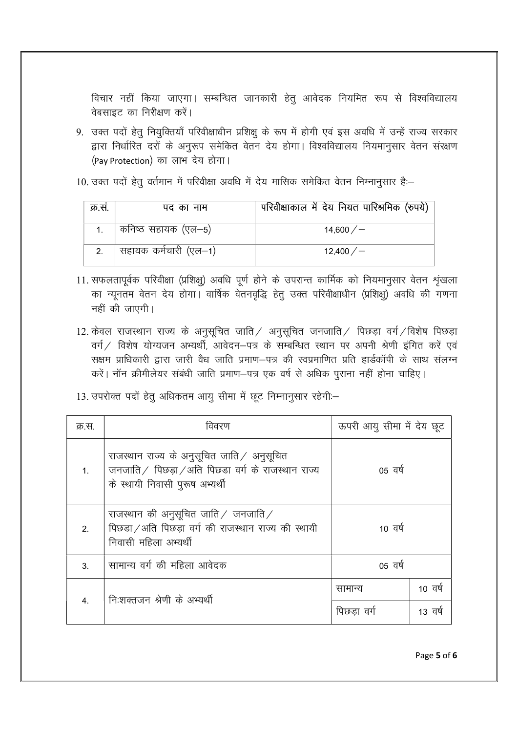विचार नहीं किया जाएगा। सम्बन्धित जानकारी हेतु आवेदक नियमित रूप से विश्वविद्यालय वेबसाइट का निरीक्षण करें।

9. उक्त पदों हेतु नियुक्तियाँ परिवीक्षाधीन प्रशिक्षु के रूप में होगी एवं इस अवधि में उन्हें राज्य सरकार द्वारा निर्धारित दरों के अनुरूप समेकित वेतन देय होगा। विश्वविद्यालय नियमानुसार वेतन संरक्षण (Pay Protection) का लाभ देय होगा।

10. उक्त पदों हेतु वर्तमान में परिवीक्षा अवधि में देय मासिक समेकित वेतन निम्नानुसार हैः–

| क्र.सं. | पद का नाम | परिवीक्षाकाल में देय नियत पारिश्रमिक (रुपये) |
|---|---|---|
| 1. | कनिष्ठ सहायक (एल–5) | 14,600/– |
| 2. | सहायक कर्मचारी (एल–1) | 12,400/– |

11. सफलतापूर्वक परिवीक्षा (प्रशिक्षु) अवधि पूर्ण होने के उपरान्त कार्मिक को नियमानुसार वेतन श्रृंखला का न्यूनतम वेतन देय होगा। वार्षिक वेतनवृद्धि हेतु उक्त परिवीक्षाधीन (प्रशिक्षु) अवधि की गणना नहीं की जाएगी।

12. केवल राजस्थान राज्य के अनुसूचित जाति/ अनुसूचित जनजाति/ पिछड़ा वर्ग/विशेष पिछड़ा वर्ग/ विशेष योग्यजन अभ्यर्थी, आवेदन–पत्र के सम्बन्धित स्थान पर अपनी श्रेणी इंगित करें एवं सक्षम प्राधिकारी द्वारा जारी वैध जाति प्रमाण–पत्र की स्वप्रमाणित प्रति हार्डकॉपी के साथ संलग्न करें। नॉन क्रीमीलेयर संबंधी जाति प्रमाण–पत्र एक वर्ष से अधिक पुराना नहीं होना चाहिए।

13. उपरोक्त पदों हेतु अधिकतम आयु सीमा में छूट निम्नानुसार रहेगीः–

| क्र.स. | विवरण | ऊपरी आयु सीमा में देय छूट | |
|---|---|---|---|
| 1. | राजस्थान राज्य के अनुसूचित जाति/ अनुसूचित जनजाति/ पिछड़ा/अति पिछडा वर्ग के राजस्थान राज्य के स्थायी निवासी पुरूष अभ्यर्थी | 05 वर्ष | |
| 2. | राजस्थान की अनुसूचित जाति/ जनजाति/ पिछडा/अति पिछड़ा वर्ग की राजस्थान राज्य की स्थायी निवासी महिला अभ्यर्थी | 10 वर्ष | |
| 3. | सामान्य वर्ग की महिला आवेदक | 05 वर्ष | |
| 4. | निःशक्तजन श्रेणी के अभ्यर्थी | सामान्य | 10 वर्ष |
| | | पिछड़ा वर्ग | 13 वर्ष |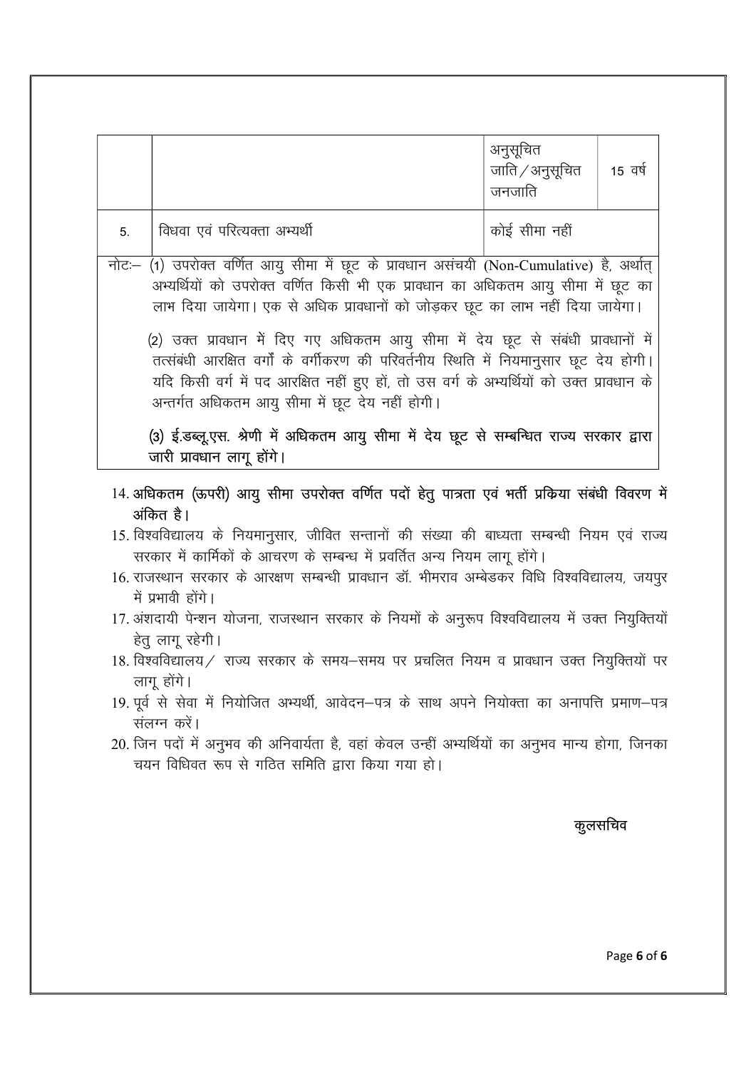| | | | |
|---|---|---|---|
| | | अनुसूचित जाति / अनुसूचित जनजाति | 15 वर्ष |
| 5. | विधवा एवं परित्यक्ता अभ्यर्थी | कोई सीमा नहीं | |

नोटः– (1) उपरोक्त वर्णित आयु सीमा में छूट के प्रावधान असंचयी (Non-Cumulative) है, अर्थात् अभ्यर्थियों को उपरोक्त वर्णित किसी भी एक प्रावधान का अधिकतम आयु सीमा में छूट का लाभ दिया जायेगा। एक से अधिक प्रावधानों को जोड़कर छूट का लाभ नहीं दिया जायेगा।

(2) उक्त प्रावधान में दिए गए अधिकतम आयु सीमा में देय छूट से संबंधी प्रावधानों में तत्संबंधी आरक्षित वर्गों के वर्गीकरण की परिवर्तनीय स्थिति में नियमानुसार छूट देय होगी। यदि किसी वर्ग में पद आरक्षित नहीं हुए हों, तो उस वर्ग के अभ्यर्थियों को उक्त प्रावधान के अन्तर्गत अधिकतम आयु सीमा में छूट देय नहीं होगी।

**(3) ई.डब्लू.एस. श्रेणी में अधिकतम आयु सीमा में देय छूट से सम्बन्धित राज्य सरकार द्वारा जारी प्रावधान लागू होंगे।**

14. **अधिकतम (ऊपरी) आयु सीमा उपरोक्त वर्णित पदों हेतु पात्रता एवं भर्ती प्रक्रिया संबंधी विवरण में अंकित है।**
15. विश्वविद्यालय के नियमानुसार, जीवित सन्तानों की संख्या की बाध्यता सम्बन्धी नियम एवं राज्य सरकार में कार्मिकों के आचरण के सम्बन्ध में प्रवर्तित अन्य नियम लागू होंगे।
16. राजस्थान सरकार के आरक्षण सम्बन्धी प्रावधान डॉ. भीमराव अम्बेडकर विधि विश्वविद्यालय, जयपुर में प्रभावी होंगे।
17. अंशदायी पेन्शन योजना, राजस्थान सरकार के नियमों के अनुरूप विश्वविद्यालय में उक्त नियुक्तियों हेतु लागू रहेगी।
18. विश्वविद्यालय / राज्य सरकार के समय–समय पर प्रचलित नियम व प्रावधान उक्त नियुक्तियों पर लागू होंगे।
19. पूर्व से सेवा में नियोजित अभ्यर्थी, आवेदन–पत्र के साथ अपने नियोक्ता का अनापत्ति प्रमाण–पत्र संलग्न करें।
20. जिन पदों में अनुभव की अनिवार्यता है, वहां केवल उन्हीं अभ्यर्थियों का अनुभव मान्य होगा, जिनका चयन विधिवत रूप से गठित समिति द्वारा किया गया हो।

कुलसचिव